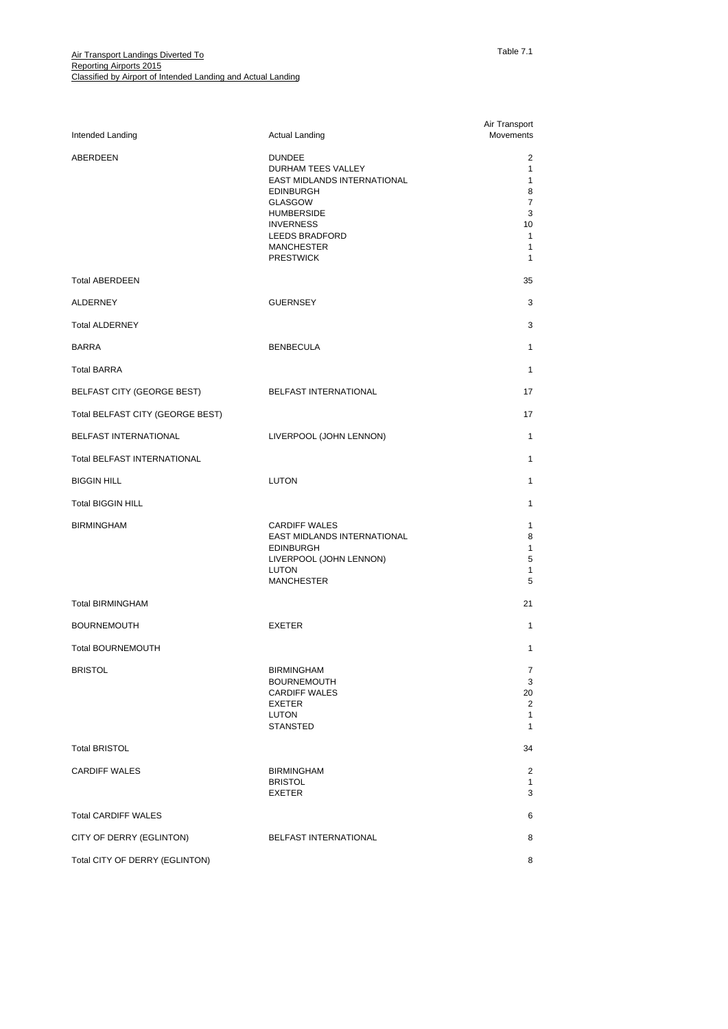Air Transport Landings Diverted To
Reporting Airports 2015
Classified by Airport of Intended Landing and Actual Landing

Table 7.1

| Intended Landing | Actual Landing | Air Transport Movements |
|---|---|---|
| ABERDEEN | DUNDEE | 2 |
| | DURHAM TEES VALLEY | 1 |
| | EAST MIDLANDS INTERNATIONAL | 1 |
| | EDINBURGH | 8 |
| | GLASGOW | 7 |
| | HUMBERSIDE | 3 |
| | INVERNESS | 10 |
| | LEEDS BRADFORD | 1 |
| | MANCHESTER | 1 |
| | PRESTWICK | 1 |
| Total ABERDEEN | | 35 |
| ALDERNEY | GUERNSEY | 3 |
| Total ALDERNEY | | 3 |
| BARRA | BENBECULA | 1 |
| Total BARRA | | 1 |
| BELFAST CITY (GEORGE BEST) | BELFAST INTERNATIONAL | 17 |
| Total BELFAST CITY (GEORGE BEST) | | 17 |
| BELFAST INTERNATIONAL | LIVERPOOL (JOHN LENNON) | 1 |
| Total BELFAST INTERNATIONAL | | 1 |
| BIGGIN HILL | LUTON | 1 |
| Total BIGGIN HILL | | 1 |
| BIRMINGHAM | CARDIFF WALES | 1 |
| | EAST MIDLANDS INTERNATIONAL | 8 |
| | EDINBURGH | 1 |
| | LIVERPOOL (JOHN LENNON) | 5 |
| | LUTON | 1 |
| | MANCHESTER | 5 |
| Total BIRMINGHAM | | 21 |
| BOURNEMOUTH | EXETER | 1 |
| Total BOURNEMOUTH | | 1 |
| BRISTOL | BIRMINGHAM | 7 |
| | BOURNEMOUTH | 3 |
| | CARDIFF WALES | 20 |
| | EXETER | 2 |
| | LUTON | 1 |
| | STANSTED | 1 |
| Total BRISTOL | | 34 |
| CARDIFF WALES | BIRMINGHAM | 2 |
| | BRISTOL | 1 |
| | EXETER | 3 |
| Total CARDIFF WALES | | 6 |
| CITY OF DERRY (EGLINTON) | BELFAST INTERNATIONAL | 8 |
| Total CITY OF DERRY (EGLINTON) | | 8 |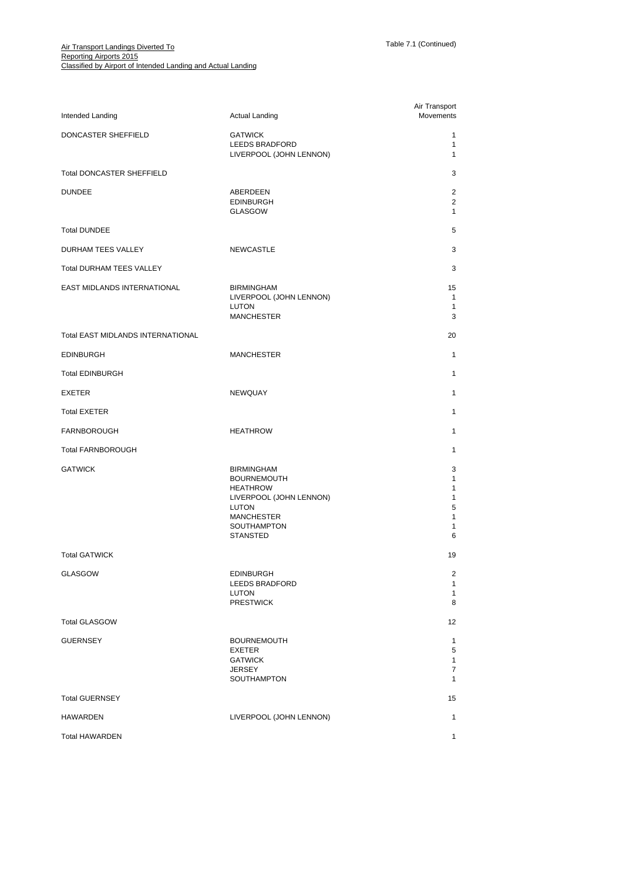Air Transport Landings Diverted To
Reporting Airports 2015
Classified by Airport of Intended Landing and Actual Landing

Table 7.1 (Continued)

| Intended Landing | Actual Landing | Air Transport Movements |
|---|---|---|
| DONCASTER SHEFFIELD | GATWICK | 1 |
| | LEEDS BRADFORD | 1 |
| | LIVERPOOL (JOHN LENNON) | 1 |
| Total DONCASTER SHEFFIELD | | 3 |
| DUNDEE | ABERDEEN | 2 |
| | EDINBURGH | 2 |
| | GLASGOW | 1 |
| Total DUNDEE | | 5 |
| DURHAM TEES VALLEY | NEWCASTLE | 3 |
| Total DURHAM TEES VALLEY | | 3 |
| EAST MIDLANDS INTERNATIONAL | BIRMINGHAM | 15 |
| | LIVERPOOL (JOHN LENNON) | 1 |
| | LUTON | 1 |
| | MANCHESTER | 3 |
| Total EAST MIDLANDS INTERNATIONAL | | 20 |
| EDINBURGH | MANCHESTER | 1 |
| Total EDINBURGH | | 1 |
| EXETER | NEWQUAY | 1 |
| Total EXETER | | 1 |
| FARNBOROUGH | HEATHROW | 1 |
| Total FARNBOROUGH | | 1 |
| GATWICK | BIRMINGHAM | 3 |
| | BOURNEMOUTH | 1 |
| | HEATHROW | 1 |
| | LIVERPOOL (JOHN LENNON) | 1 |
| | LUTON | 5 |
| | MANCHESTER | 1 |
| | SOUTHAMPTON | 1 |
| | STANSTED | 6 |
| Total GATWICK | | 19 |
| GLASGOW | EDINBURGH | 2 |
| | LEEDS BRADFORD | 1 |
| | LUTON | 1 |
| | PRESTWICK | 8 |
| Total GLASGOW | | 12 |
| GUERNSEY | BOURNEMOUTH | 1 |
| | EXETER | 5 |
| | GATWICK | 1 |
| | JERSEY | 7 |
| | SOUTHAMPTON | 1 |
| Total GUERNSEY | | 15 |
| HAWARDEN | LIVERPOOL (JOHN LENNON) | 1 |
| Total HAWARDEN | | 1 |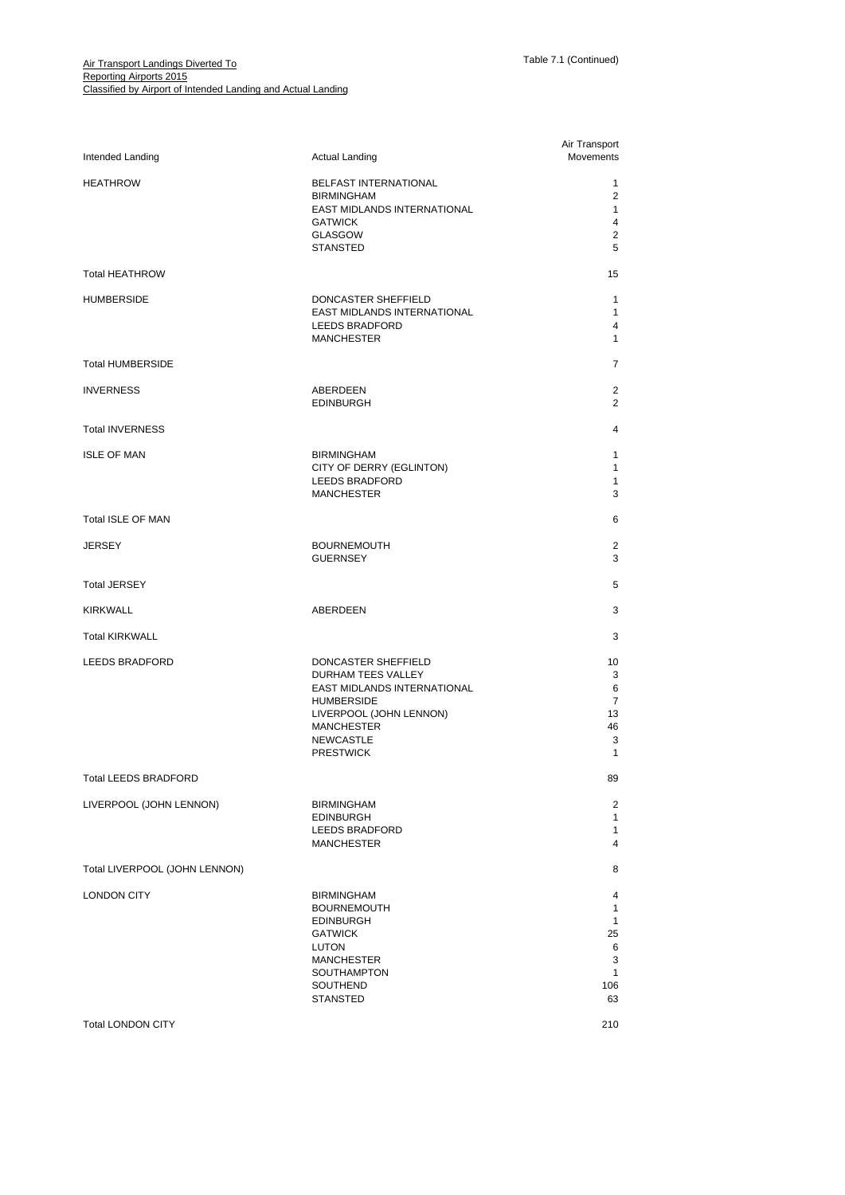Air Transport Landings Diverted To
Reporting Airports 2015
Classified by Airport of Intended Landing and Actual Landing

Table 7.1 (Continued)

| Intended Landing | Actual Landing | Air Transport Movements |
|---|---|---|
| HEATHROW | BELFAST INTERNATIONAL | 1 |
| | BIRMINGHAM | 2 |
| | EAST MIDLANDS INTERNATIONAL | 1 |
| | GATWICK | 4 |
| | GLASGOW | 2 |
| | STANSTED | 5 |
| Total HEATHROW | | 15 |
| HUMBERSIDE | DONCASTER SHEFFIELD | 1 |
| | EAST MIDLANDS INTERNATIONAL | 1 |
| | LEEDS BRADFORD | 4 |
| | MANCHESTER | 1 |
| Total HUMBERSIDE | | 7 |
| INVERNESS | ABERDEEN | 2 |
| | EDINBURGH | 2 |
| Total INVERNESS | | 4 |
| ISLE OF MAN | BIRMINGHAM | 1 |
| | CITY OF DERRY (EGLINTON) | 1 |
| | LEEDS BRADFORD | 1 |
| | MANCHESTER | 3 |
| Total ISLE OF MAN | | 6 |
| JERSEY | BOURNEMOUTH | 2 |
| | GUERNSEY | 3 |
| Total JERSEY | | 5 |
| KIRKWALL | ABERDEEN | 3 |
| Total KIRKWALL | | 3 |
| LEEDS BRADFORD | DONCASTER SHEFFIELD | 10 |
| | DURHAM TEES VALLEY | 3 |
| | EAST MIDLANDS INTERNATIONAL | 6 |
| | HUMBERSIDE | 7 |
| | LIVERPOOL (JOHN LENNON) | 13 |
| | MANCHESTER | 46 |
| | NEWCASTLE | 3 |
| | PRESTWICK | 1 |
| Total LEEDS BRADFORD | | 89 |
| LIVERPOOL (JOHN LENNON) | BIRMINGHAM | 2 |
| | EDINBURGH | 1 |
| | LEEDS BRADFORD | 1 |
| | MANCHESTER | 4 |
| Total LIVERPOOL (JOHN LENNON) | | 8 |
| LONDON CITY | BIRMINGHAM | 4 |
| | BOURNEMOUTH | 1 |
| | EDINBURGH | 1 |
| | GATWICK | 25 |
| | LUTON | 6 |
| | MANCHESTER | 3 |
| | SOUTHAMPTON | 1 |
| | SOUTHEND | 106 |
| | STANSTED | 63 |
| Total LONDON CITY | | 210 |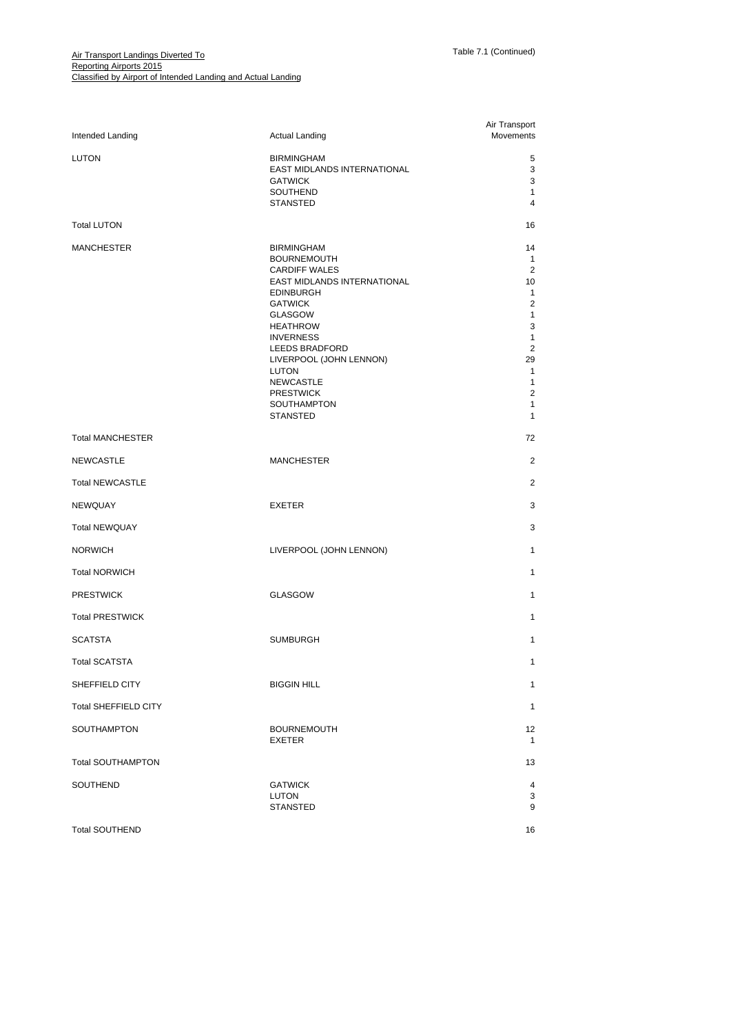Air Transport Landings Diverted To
Reporting Airports 2015
Classified by Airport of Intended Landing and Actual Landing

Table 7.1 (Continued)

| Intended Landing | Actual Landing | Air Transport Movements |
|---|---|---|
| LUTON | BIRMINGHAM | 5 |
| | EAST MIDLANDS INTERNATIONAL | 3 |
| | GATWICK | 3 |
| | SOUTHEND | 1 |
| | STANSTED | 4 |
| Total LUTON | | 16 |
| MANCHESTER | BIRMINGHAM | 14 |
| | BOURNEMOUTH | 1 |
| | CARDIFF WALES | 2 |
| | EAST MIDLANDS INTERNATIONAL | 10 |
| | EDINBURGH | 1 |
| | GATWICK | 2 |
| | GLASGOW | 1 |
| | HEATHROW | 3 |
| | INVERNESS | 1 |
| | LEEDS BRADFORD | 2 |
| | LIVERPOOL (JOHN LENNON) | 29 |
| | LUTON | 1 |
| | NEWCASTLE | 1 |
| | PRESTWICK | 2 |
| | SOUTHAMPTON | 1 |
| | STANSTED | 1 |
| Total MANCHESTER | | 72 |
| NEWCASTLE | MANCHESTER | 2 |
| Total NEWCASTLE | | 2 |
| NEWQUAY | EXETER | 3 |
| Total NEWQUAY | | 3 |
| NORWICH | LIVERPOOL (JOHN LENNON) | 1 |
| Total NORWICH | | 1 |
| PRESTWICK | GLASGOW | 1 |
| Total PRESTWICK | | 1 |
| SCATSTA | SUMBURGH | 1 |
| Total SCATSTA | | 1 |
| SHEFFIELD CITY | BIGGIN HILL | 1 |
| Total SHEFFIELD CITY | | 1 |
| SOUTHAMPTON | BOURNEMOUTH | 12 |
| | EXETER | 1 |
| Total SOUTHAMPTON | | 13 |
| SOUTHEND | GATWICK | 4 |
| | LUTON | 3 |
| | STANSTED | 9 |
| Total SOUTHEND | | 16 |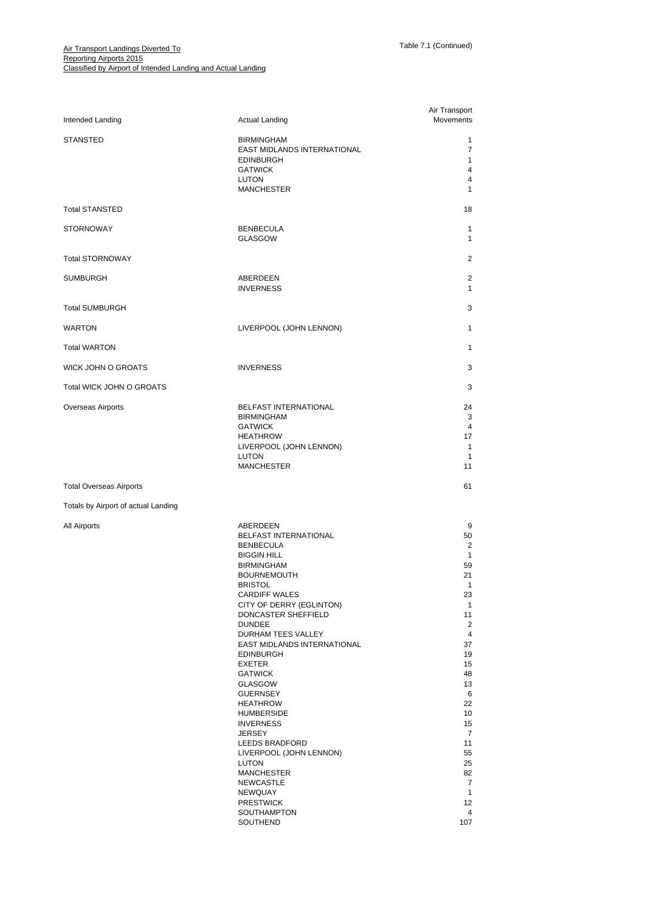Air Transport Landings Diverted To
Reporting Airports 2015
Classified by Airport of Intended Landing and Actual Landing

Table 7.1 (Continued)

| Intended Landing | Actual Landing | Air Transport Movements |
|---|---|---|
| STANSTED | BIRMINGHAM | 1 |
| | EAST MIDLANDS INTERNATIONAL | 7 |
| | EDINBURGH | 1 |
| | GATWICK | 4 |
| | LUTON | 4 |
| | MANCHESTER | 1 |
| Total STANSTED | | 18 |
| STORNOWAY | BENBECULA | 1 |
| | GLASGOW | 1 |
| Total STORNOWAY | | 2 |
| SUMBURGH | ABERDEEN | 2 |
| | INVERNESS | 1 |
| Total SUMBURGH | | 3 |
| WARTON | LIVERPOOL (JOHN LENNON) | 1 |
| Total WARTON | | 1 |
| WICK JOHN O GROATS | INVERNESS | 3 |
| Total WICK JOHN O GROATS | | 3 |
| Overseas Airports | BELFAST INTERNATIONAL | 24 |
| | BIRMINGHAM | 3 |
| | GATWICK | 4 |
| | HEATHROW | 17 |
| | LIVERPOOL (JOHN LENNON) | 1 |
| | LUTON | 1 |
| | MANCHESTER | 11 |
| Total Overseas Airports | | 61 |
| Totals by Airport of actual Landing | | |
| All Airports | ABERDEEN | 9 |
| | BELFAST INTERNATIONAL | 50 |
| | BENBECULA | 2 |
| | BIGGIN HILL | 1 |
| | BIRMINGHAM | 59 |
| | BOURNEMOUTH | 21 |
| | BRISTOL | 1 |
| | CARDIFF WALES | 23 |
| | CITY OF DERRY (EGLINTON) | 1 |
| | DONCASTER SHEFFIELD | 11 |
| | DUNDEE | 2 |
| | DURHAM TEES VALLEY | 4 |
| | EAST MIDLANDS INTERNATIONAL | 37 |
| | EDINBURGH | 19 |
| | EXETER | 15 |
| | GATWICK | 48 |
| | GLASGOW | 13 |
| | GUERNSEY | 6 |
| | HEATHROW | 22 |
| | HUMBERSIDE | 10 |
| | INVERNESS | 15 |
| | JERSEY | 7 |
| | LEEDS BRADFORD | 11 |
| | LIVERPOOL (JOHN LENNON) | 55 |
| | LUTON | 25 |
| | MANCHESTER | 82 |
| | NEWCASTLE | 7 |
| | NEWQUAY | 1 |
| | PRESTWICK | 12 |
| | SOUTHAMPTON | 4 |
| | SOUTHEND | 107 |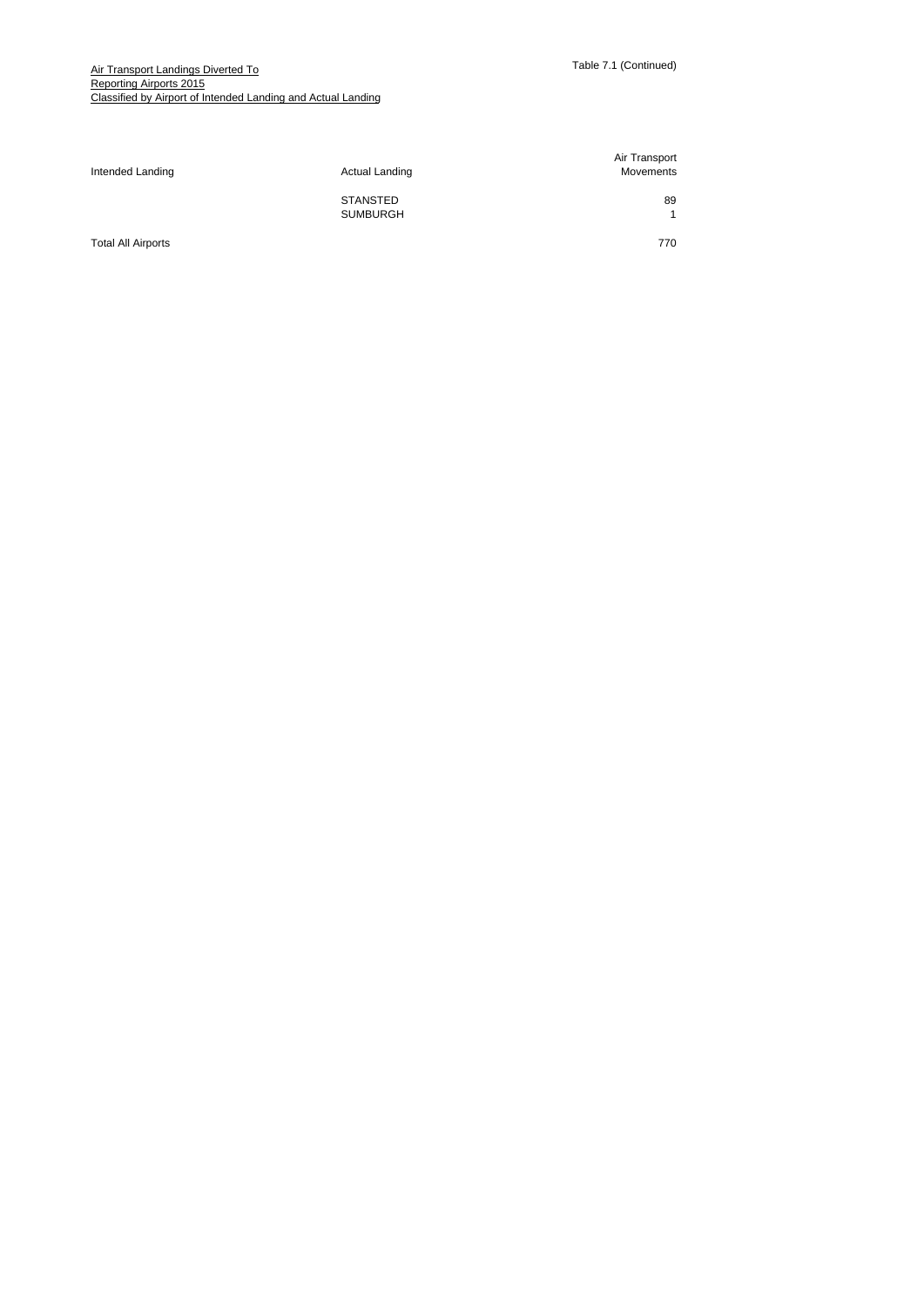Air Transport Landings Diverted To
Reporting Airports 2015
Classified by Airport of Intended Landing and Actual Landing

Table 7.1 (Continued)

| Intended Landing | Actual Landing | Air Transport Movements |
|---|---|---|
| | STANSTED | 89 |
| | SUMBURGH | 1 |
| Total All Airports | | 770 |